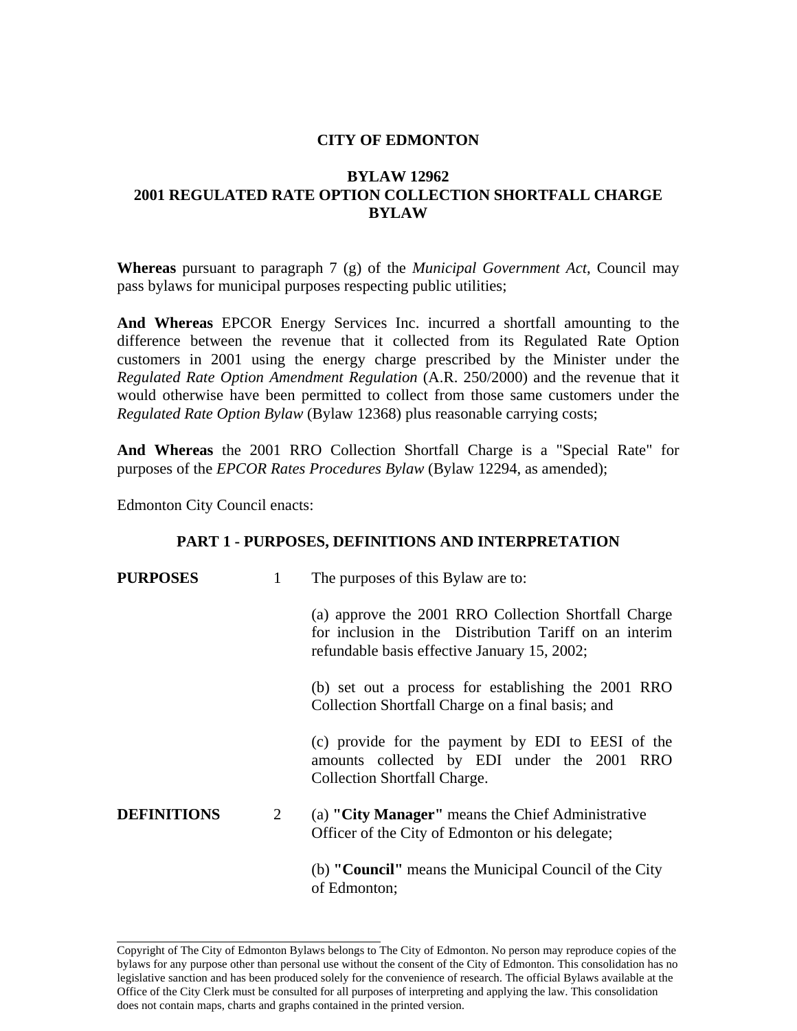# CITY OF EDMONTON

## BYLAW 12962
## 2001 REGULATED RATE OPTION COLLECTION SHORTFALL CHARGE BYLAW

**Whereas** pursuant to paragraph 7 (g) of the *Municipal Government Act*, Council may pass bylaws for municipal purposes respecting public utilities;

**And Whereas** EPCOR Energy Services Inc. incurred a shortfall amounting to the difference between the revenue that it collected from its Regulated Rate Option customers in 2001 using the energy charge prescribed by the Minister under the *Regulated Rate Option Amendment Regulation* (A.R. 250/2000) and the revenue that it would otherwise have been permitted to collect from those same customers under the *Regulated Rate Option Bylaw* (Bylaw 12368) plus reasonable carrying costs;

**And Whereas** the 2001 RRO Collection Shortfall Charge is a "Special Rate" for purposes of the *EPCOR Rates Procedures Bylaw* (Bylaw 12294, as amended);

Edmonton City Council enacts:

### PART 1 - PURPOSES, DEFINITIONS AND INTERPRETATION

**PURPOSES** 1 The purposes of this Bylaw are to:

(a) approve the 2001 RRO Collection Shortfall Charge for inclusion in the Distribution Tariff on an interim refundable basis effective January 15, 2002;

(b) set out a process for establishing the 2001 RRO Collection Shortfall Charge on a final basis; and

(c) provide for the payment by EDI to EESI of the amounts collected by EDI under the 2001 RRO Collection Shortfall Charge.

**DEFINITIONS** 2 (a) **"City Manager"** means the Chief Administrative Officer of the City of Edmonton or his delegate;

(b) **"Council"** means the Municipal Council of the City of Edmonton;

---

Copyright of The City of Edmonton Bylaws belongs to The City of Edmonton. No person may reproduce copies of the bylaws for any purpose other than personal use without the consent of the City of Edmonton. This consolidation has no legislative sanction and has been produced solely for the convenience of research. The official Bylaws available at the Office of the City Clerk must be consulted for all purposes of interpreting and applying the law. This consolidation does not contain maps, charts and graphs contained in the printed version.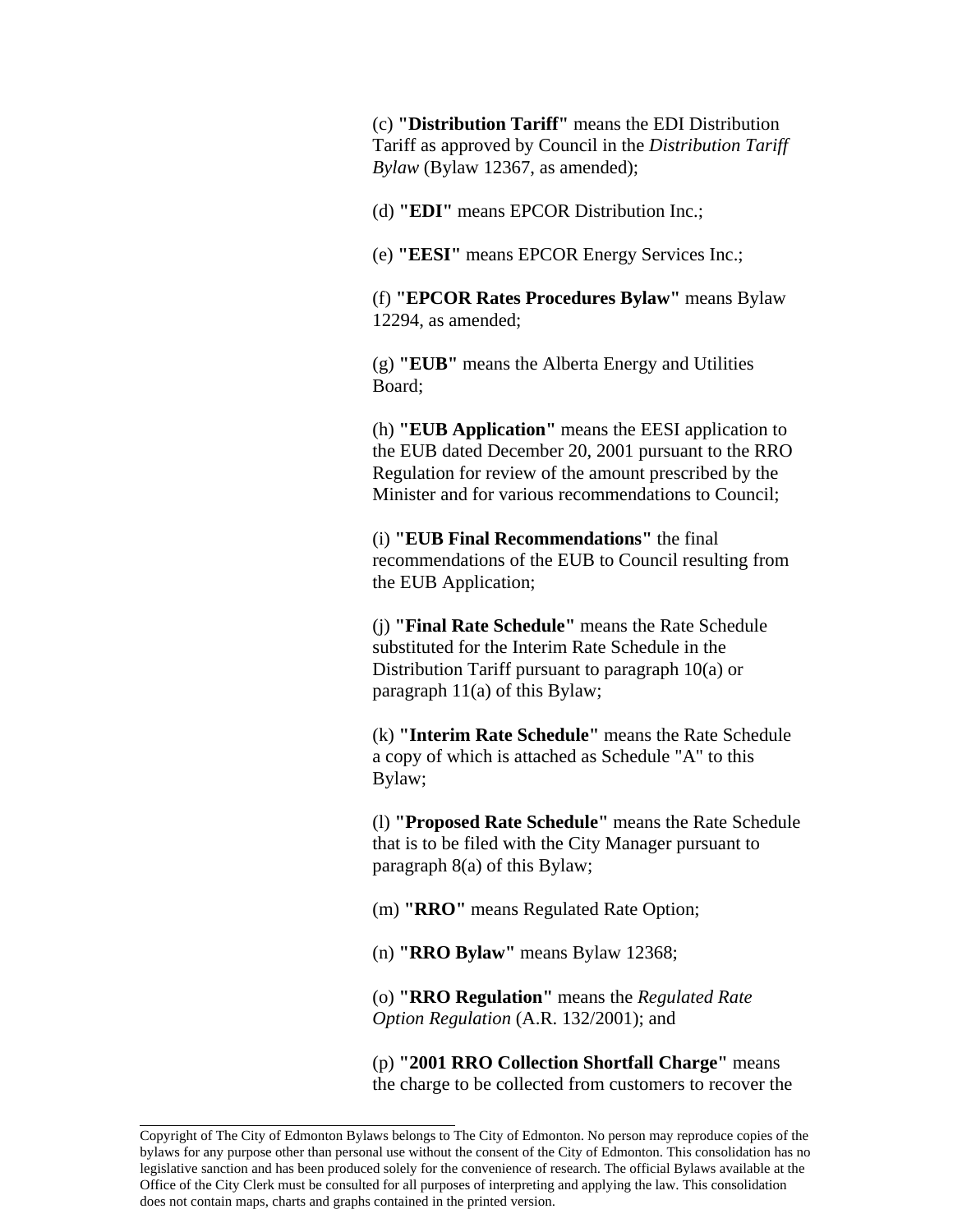(c) **"Distribution Tariff"** means the EDI Distribution Tariff as approved by Council in the *Distribution Tariff Bylaw* (Bylaw 12367, as amended);

(d) **"EDI"** means EPCOR Distribution Inc.;

(e) **"EESI"** means EPCOR Energy Services Inc.;

(f) **"EPCOR Rates Procedures Bylaw"** means Bylaw 12294, as amended;

(g) **"EUB"** means the Alberta Energy and Utilities Board;

(h) **"EUB Application"** means the EESI application to the EUB dated December 20, 2001 pursuant to the RRO Regulation for review of the amount prescribed by the Minister and for various recommendations to Council;

(i) **"EUB Final Recommendations"** the final recommendations of the EUB to Council resulting from the EUB Application;

(j) **"Final Rate Schedule"** means the Rate Schedule substituted for the Interim Rate Schedule in the Distribution Tariff pursuant to paragraph 10(a) or paragraph 11(a) of this Bylaw;

(k) **"Interim Rate Schedule"** means the Rate Schedule a copy of which is attached as Schedule "A" to this Bylaw;

(l) **"Proposed Rate Schedule"** means the Rate Schedule that is to be filed with the City Manager pursuant to paragraph 8(a) of this Bylaw;

(m) **"RRO"** means Regulated Rate Option;

(n) **"RRO Bylaw"** means Bylaw 12368;

(o) **"RRO Regulation"** means the *Regulated Rate Option Regulation* (A.R. 132/2001); and

(p) **"2001 RRO Collection Shortfall Charge"** means the charge to be collected from customers to recover the

Copyright of The City of Edmonton Bylaws belongs to The City of Edmonton. No person may reproduce copies of the bylaws for any purpose other than personal use without the consent of the City of Edmonton. This consolidation has no legislative sanction and has been produced solely for the convenience of research. The official Bylaws available at the Office of the City Clerk must be consulted for all purposes of interpreting and applying the law. This consolidation does not contain maps, charts and graphs contained in the printed version.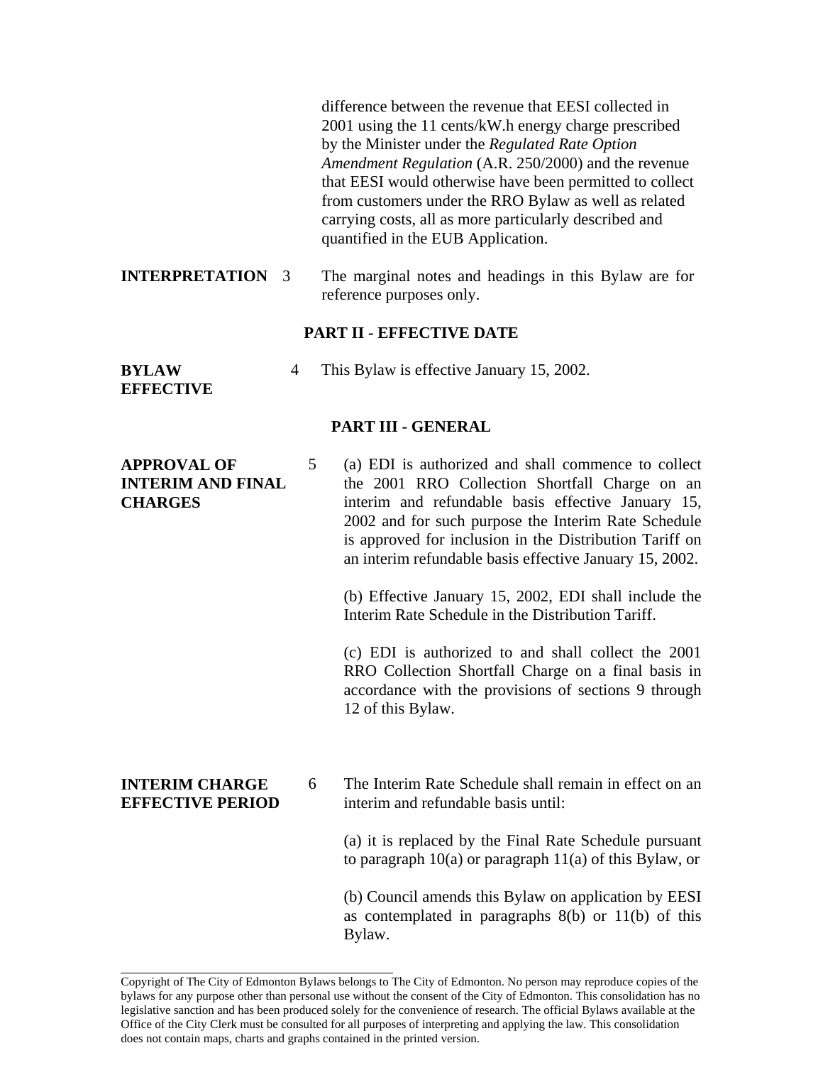difference between the revenue that EESI collected in 2001 using the 11 cents/kW.h energy charge prescribed by the Minister under the *Regulated Rate Option Amendment Regulation* (A.R. 250/2000) and the revenue that EESI would otherwise have been permitted to collect from customers under the RRO Bylaw as well as related carrying costs, all as more particularly described and quantified in the EUB Application.

**INTERPRETATION** 3 The marginal notes and headings in this Bylaw are for reference purposes only.

## PART II - EFFECTIVE DATE

**BYLAW EFFECTIVE** 4 This Bylaw is effective January 15, 2002.

## PART III - GENERAL

**APPROVAL OF INTERIM AND FINAL CHARGES** 5 (a) EDI is authorized and shall commence to collect the 2001 RRO Collection Shortfall Charge on an interim and refundable basis effective January 15, 2002 and for such purpose the Interim Rate Schedule is approved for inclusion in the Distribution Tariff on an interim refundable basis effective January 15, 2002.

(b) Effective January 15, 2002, EDI shall include the Interim Rate Schedule in the Distribution Tariff.

(c) EDI is authorized to and shall collect the 2001 RRO Collection Shortfall Charge on a final basis in accordance with the provisions of sections 9 through 12 of this Bylaw.

**INTERIM CHARGE EFFECTIVE PERIOD** 6 The Interim Rate Schedule shall remain in effect on an interim and refundable basis until:

(a) it is replaced by the Final Rate Schedule pursuant to paragraph 10(a) or paragraph 11(a) of this Bylaw, or

(b) Council amends this Bylaw on application by EESI as contemplated in paragraphs 8(b) or 11(b) of this Bylaw.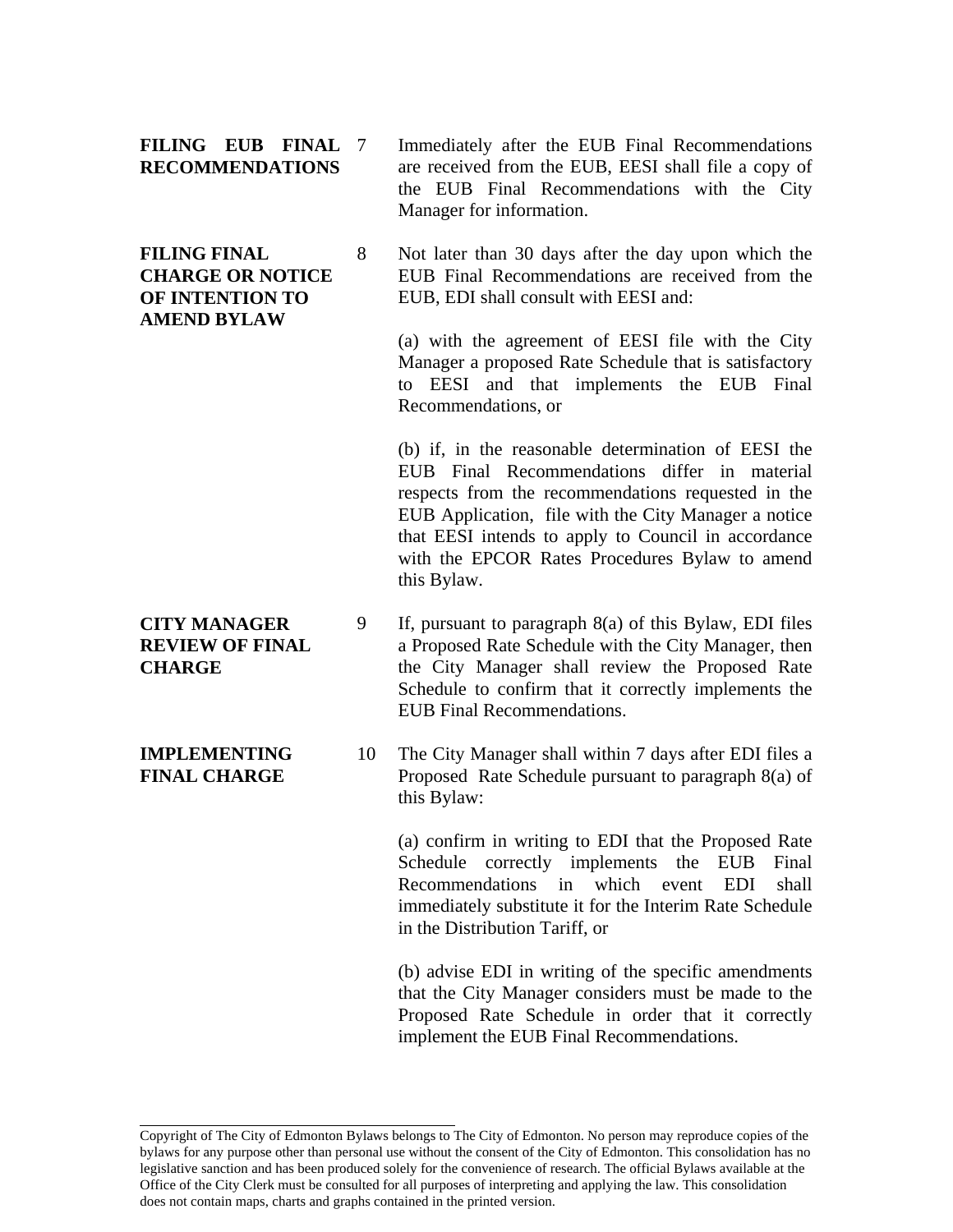**FILING EUB FINAL RECOMMENDATIONS**

7 Immediately after the EUB Final Recommendations are received from the EUB, EESI shall file a copy of the EUB Final Recommendations with the City Manager for information.

**FILING FINAL CHARGE OR NOTICE OF INTENTION TO AMEND BYLAW**

8 Not later than 30 days after the day upon which the EUB Final Recommendations are received from the EUB, EDI shall consult with EESI and:

(a) with the agreement of EESI file with the City Manager a proposed Rate Schedule that is satisfactory to EESI and that implements the EUB Final Recommendations, or

(b) if, in the reasonable determination of EESI the EUB Final Recommendations differ in material respects from the recommendations requested in the EUB Application, file with the City Manager a notice that EESI intends to apply to Council in accordance with the EPCOR Rates Procedures Bylaw to amend this Bylaw.

**CITY MANAGER REVIEW OF FINAL CHARGE**

9 If, pursuant to paragraph 8(a) of this Bylaw, EDI files a Proposed Rate Schedule with the City Manager, then the City Manager shall review the Proposed Rate Schedule to confirm that it correctly implements the EUB Final Recommendations.

**IMPLEMENTING FINAL CHARGE**

10 The City Manager shall within 7 days after EDI files a Proposed Rate Schedule pursuant to paragraph 8(a) of this Bylaw:

(a) confirm in writing to EDI that the Proposed Rate Schedule correctly implements the EUB Final Recommendations in which event EDI shall immediately substitute it for the Interim Rate Schedule in the Distribution Tariff, or

(b) advise EDI in writing of the specific amendments that the City Manager considers must be made to the Proposed Rate Schedule in order that it correctly implement the EUB Final Recommendations.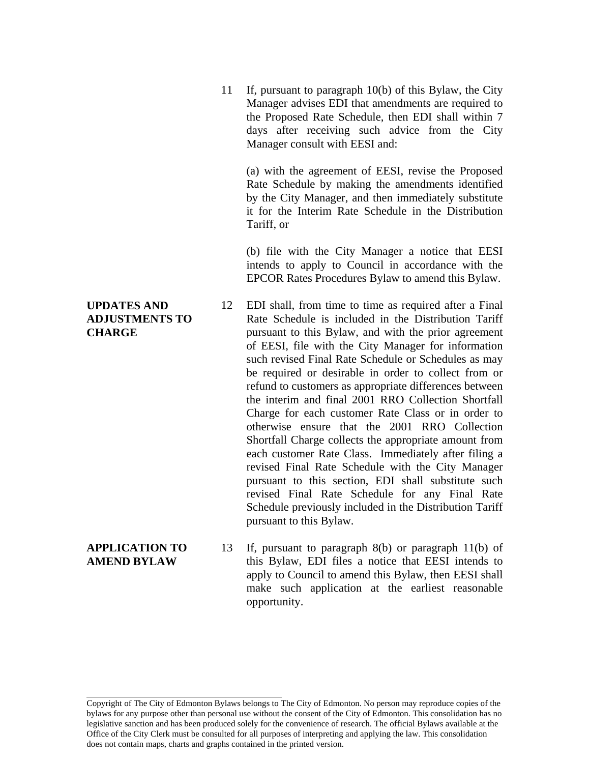11 If, pursuant to paragraph 10(b) of this Bylaw, the City Manager advises EDI that amendments are required to the Proposed Rate Schedule, then EDI shall within 7 days after receiving such advice from the City Manager consult with EESI and:

(a) with the agreement of EESI, revise the Proposed Rate Schedule by making the amendments identified by the City Manager, and then immediately substitute it for the Interim Rate Schedule in the Distribution Tariff, or

(b) file with the City Manager a notice that EESI intends to apply to Council in accordance with the EPCOR Rates Procedures Bylaw to amend this Bylaw.

**UPDATES AND ADJUSTMENTS TO CHARGE**

12 EDI shall, from time to time as required after a Final Rate Schedule is included in the Distribution Tariff pursuant to this Bylaw, and with the prior agreement of EESI, file with the City Manager for information such revised Final Rate Schedule or Schedules as may be required or desirable in order to collect from or refund to customers as appropriate differences between the interim and final 2001 RRO Collection Shortfall Charge for each customer Rate Class or in order to otherwise ensure that the 2001 RRO Collection Shortfall Charge collects the appropriate amount from each customer Rate Class. Immediately after filing a revised Final Rate Schedule with the City Manager pursuant to this section, EDI shall substitute such revised Final Rate Schedule for any Final Rate Schedule previously included in the Distribution Tariff pursuant to this Bylaw.

**APPLICATION TO AMEND BYLAW**

13 If, pursuant to paragraph 8(b) or paragraph 11(b) of this Bylaw, EDI files a notice that EESI intends to apply to Council to amend this Bylaw, then EESI shall make such application at the earliest reasonable opportunity.

Copyright of The City of Edmonton Bylaws belongs to The City of Edmonton. No person may reproduce copies of the bylaws for any purpose other than personal use without the consent of the City of Edmonton. This consolidation has no legislative sanction and has been produced solely for the convenience of research. The official Bylaws available at the Office of the City Clerk must be consulted for all purposes of interpreting and applying the law. This consolidation does not contain maps, charts and graphs contained in the printed version.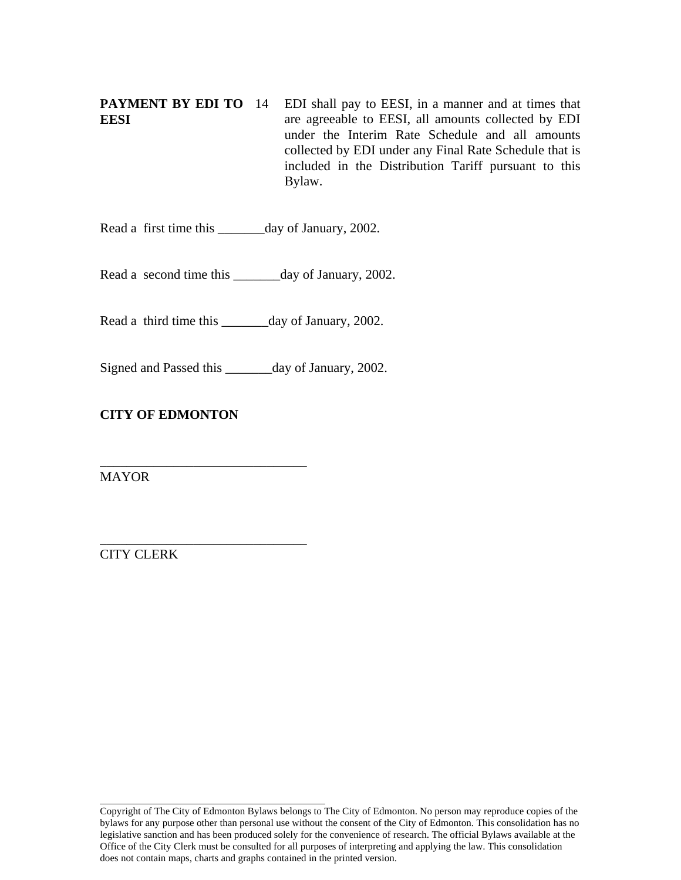**PAYMENT BY EDI TO EESI** 14 EDI shall pay to EESI, in a manner and at times that are agreeable to EESI, all amounts collected by EDI under the Interim Rate Schedule and all amounts collected by EDI under any Final Rate Schedule that is included in the Distribution Tariff pursuant to this Bylaw.

Read a first time this _______day of January, 2002.

Read a second time this _______day of January, 2002.

Read a third time this _______day of January, 2002.

Signed and Passed this _______day of January, 2002.

**CITY OF EDMONTON**

_______________________________
MAYOR

_______________________________
CITY CLERK

Copyright of The City of Edmonton Bylaws belongs to The City of Edmonton. No person may reproduce copies of the bylaws for any purpose other than personal use without the consent of the City of Edmonton. This consolidation has no legislative sanction and has been produced solely for the convenience of research. The official Bylaws available at the Office of the City Clerk must be consulted for all purposes of interpreting and applying the law. This consolidation does not contain maps, charts and graphs contained in the printed version.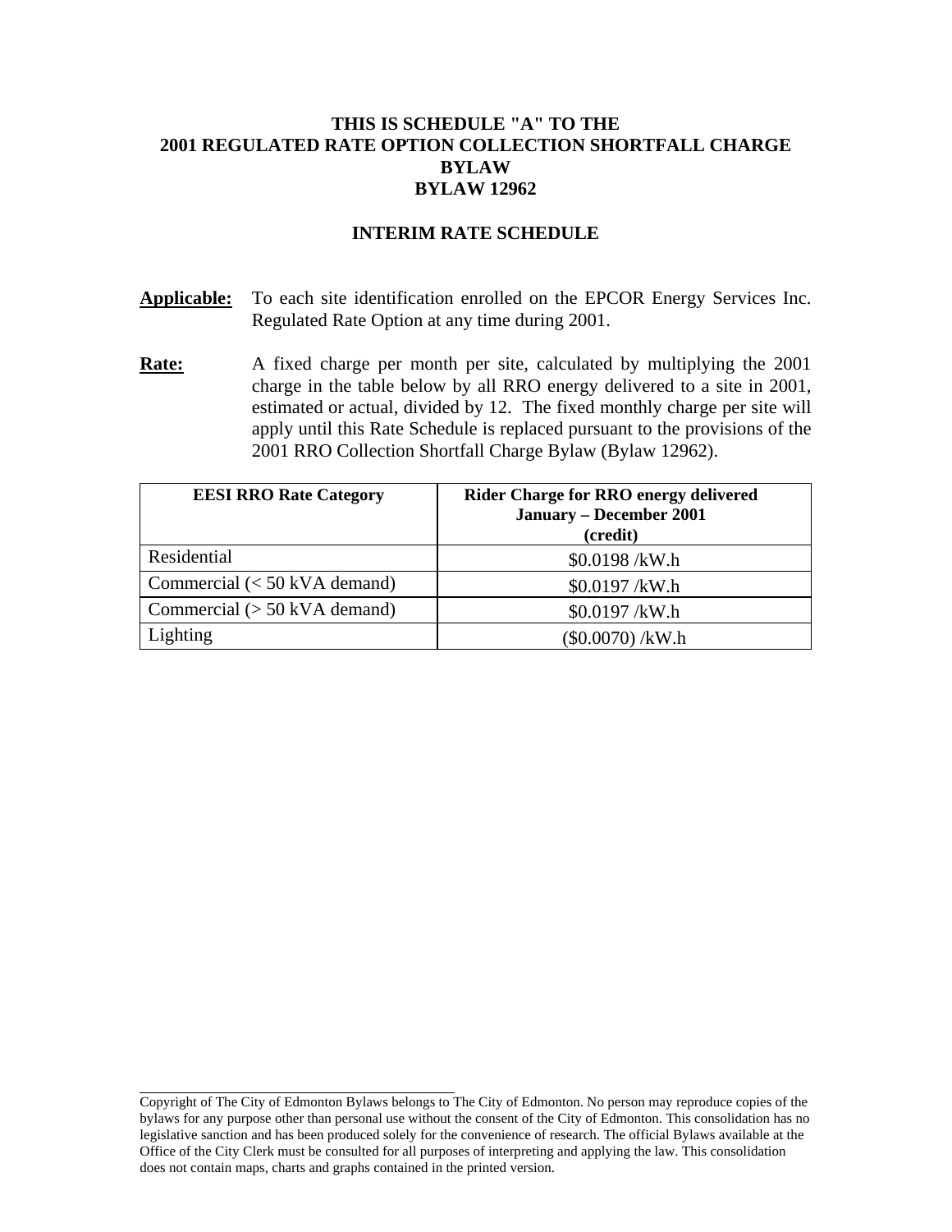**THIS IS SCHEDULE "A" TO THE
2001 REGULATED RATE OPTION COLLECTION SHORTFALL CHARGE
BYLAW
BYLAW 12962**

**INTERIM RATE SCHEDULE**

**Applicable:** To each site identification enrolled on the EPCOR Energy Services Inc. Regulated Rate Option at any time during 2001.

**Rate:** A fixed charge per month per site, calculated by multiplying the 2001 charge in the table below by all RRO energy delivered to a site in 2001, estimated or actual, divided by 12. The fixed monthly charge per site will apply until this Rate Schedule is replaced pursuant to the provisions of the 2001 RRO Collection Shortfall Charge Bylaw (Bylaw 12962).

| EESI RRO Rate Category | Rider Charge for RRO energy delivered January – December 2001 (credit) |
|---|---|
| Residential | $0.0198 /kW.h |
| Commercial (< 50 kVA demand) | $0.0197 /kW.h |
| Commercial (> 50 kVA demand) | $0.0197 /kW.h |
| Lighting | ($0.0070) /kW.h |

Copyright of The City of Edmonton Bylaws belongs to The City of Edmonton. No person may reproduce copies of the bylaws for any purpose other than personal use without the consent of the City of Edmonton. This consolidation has no legislative sanction and has been produced solely for the convenience of research. The official Bylaws available at the Office of the City Clerk must be consulted for all purposes of interpreting and applying the law. This consolidation does not contain maps, charts and graphs contained in the printed version.